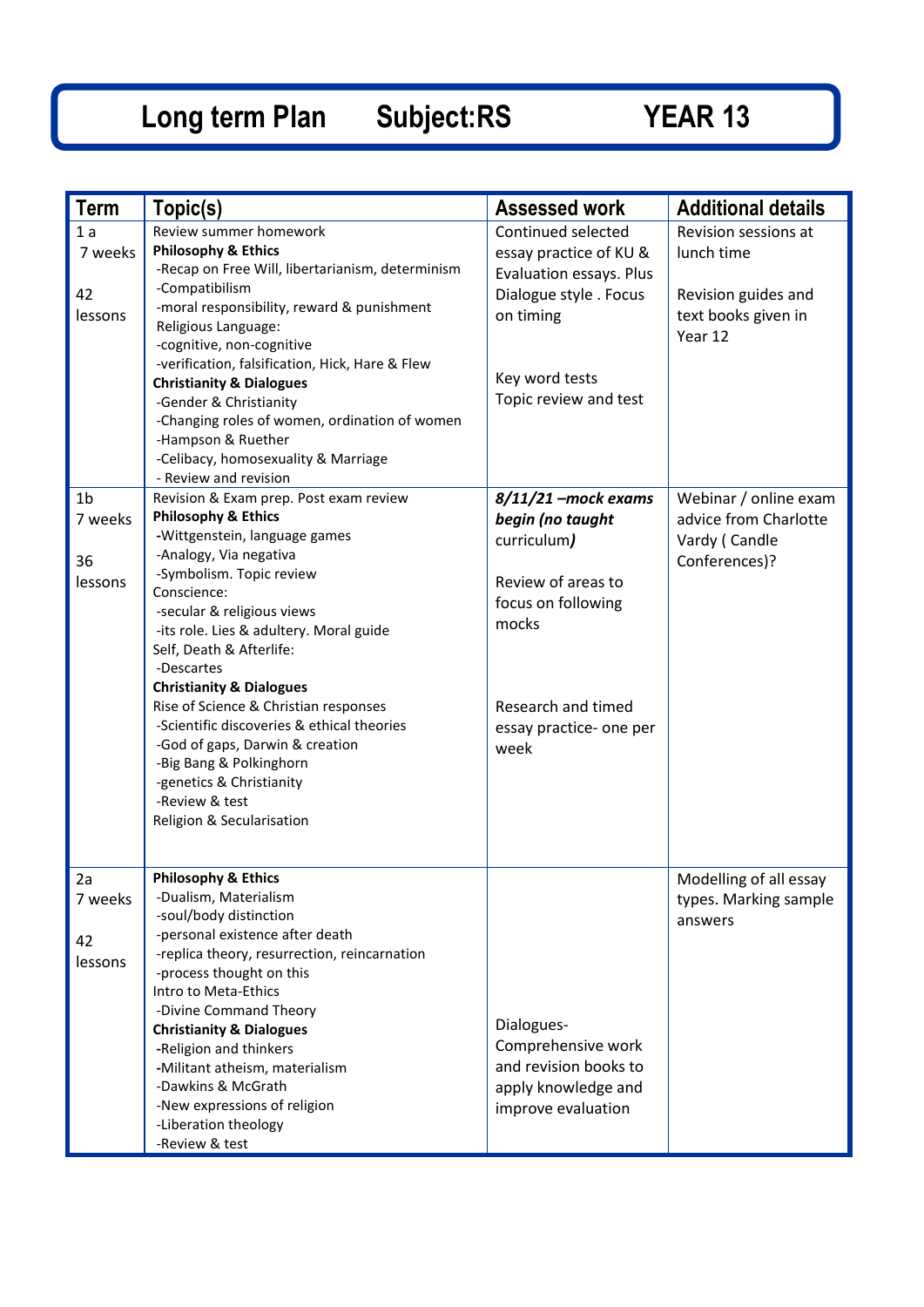# Long term Plan Subject:RS YEAR 13

| Term | Topic(s) | Assessed work | Additional details |
|---|---|---|---|
| 1 a<br>7 weeks<br><br>42 lessons | Review summer homework<br>**Philosophy & Ethics**<br>-Recap on Free Will, libertarianism, determinism<br>-Compatibilism<br>-moral responsibility, reward & punishment<br>Religious Language:<br>-cognitive, non-cognitive<br>-verification, falsification, Hick, Hare & Flew<br>**Christianity & Dialogues**<br>-Gender & Christianity<br>-Changing roles of women, ordination of women<br>-Hampson & Ruether<br>-Celibacy, homosexuality & Marriage<br>- Review and revision | Continued selected essay practice of KU & Evaluation essays. Plus Dialogue style . Focus on timing<br><br>Key word tests<br>Topic review and test | Revision sessions at lunch time<br><br>Revision guides and text books given in Year 12 |
| 1b<br>7 weeks<br><br>36 lessons | Revision & Exam prep. Post exam review<br>**Philosophy & Ethics**<br>**-**Wittgenstein, language games<br>-Analogy, Via negativa<br>-Symbolism. Topic review<br>Conscience:<br>-secular & religious views<br>-its role. Lies & adultery. Moral guide<br>Self, Death & Afterlife:<br>-Descartes<br>**Christianity & Dialogues**<br>Rise of Science & Christian responses<br>-Scientific discoveries & ethical theories<br>-God of gaps, Darwin & creation<br>-Big Bang & Polkinghorn<br>-genetics & Christianity<br>-Review & test<br>Religion & Secularisation | ***8/11/21 –mock exams begin (no taught*** *curriculum)*<br><br>Review of areas to focus on following mocks<br><br>Research and timed essay practice- one per week | Webinar / online exam advice from Charlotte Vardy ( Candle Conferences)? |
| 2a<br>7 weeks<br><br>42 lessons | **Philosophy & Ethics**<br>-Dualism, Materialism<br>-soul/body distinction<br>-personal existence after death<br>-replica theory, resurrection, reincarnation<br>-process thought on this<br>Intro to Meta-Ethics<br>-Divine Command Theory<br>**Christianity & Dialogues**<br>**-**Religion and thinkers<br>**-**Militant atheism, materialism<br>-Dawkins & McGrath<br>-New expressions of religion<br>-Liberation theology<br>-Review & test | Dialogues- Comprehensive work and revision books to apply knowledge and improve evaluation | Modelling of all essay types. Marking sample answers |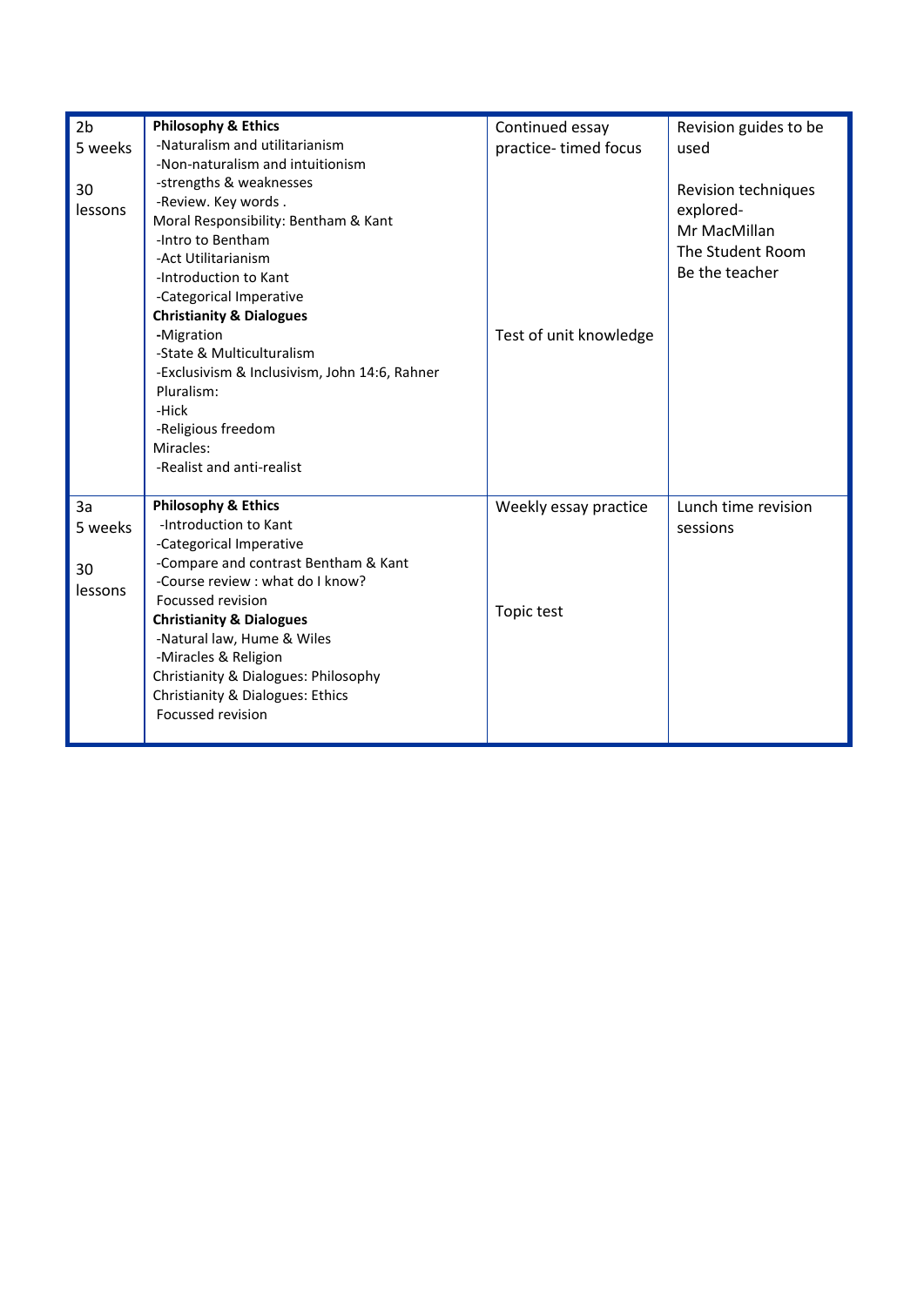| | | | |
|---|---|---|---|
| 2b<br>5 weeks<br><br>30 lessons | **Philosophy & Ethics**<br>-Naturalism and utilitarianism<br>-Non-naturalism and intuitionism<br>-strengths & weaknesses<br>-Review. Key words .<br>Moral Responsibility: Bentham & Kant<br>-Intro to Bentham<br>-Act Utilitarianism<br>-Introduction to Kant<br>-Categorical Imperative<br>**Christianity & Dialogues**<br>-Migration<br>-State & Multiculturalism<br>-Exclusivism & Inclusivism, John 14:6, Rahner<br>Pluralism:<br>-Hick<br>-Religious freedom<br>Miracles:<br>-Realist and anti-realist | Continued essay practice- timed focus<br><br><br><br><br><br><br><br><br><br>Test of unit knowledge | Revision guides to be used<br><br>Revision techniques explored-<br>Mr MacMillan<br>The Student Room<br>Be the teacher |
| 3a<br>5 weeks<br><br>30 lessons | **Philosophy & Ethics**<br>-Introduction to Kant<br>-Categorical Imperative<br>-Compare and contrast Bentham & Kant<br>-Course review : what do I know?<br>Focussed revision<br>**Christianity & Dialogues**<br>-Natural law, Hume & Wiles<br>-Miracles & Religion<br>Christianity & Dialogues: Philosophy<br>Christianity & Dialogues: Ethics<br>Focussed revision | Weekly essay practice<br><br><br><br>Topic test | Lunch time revision sessions |